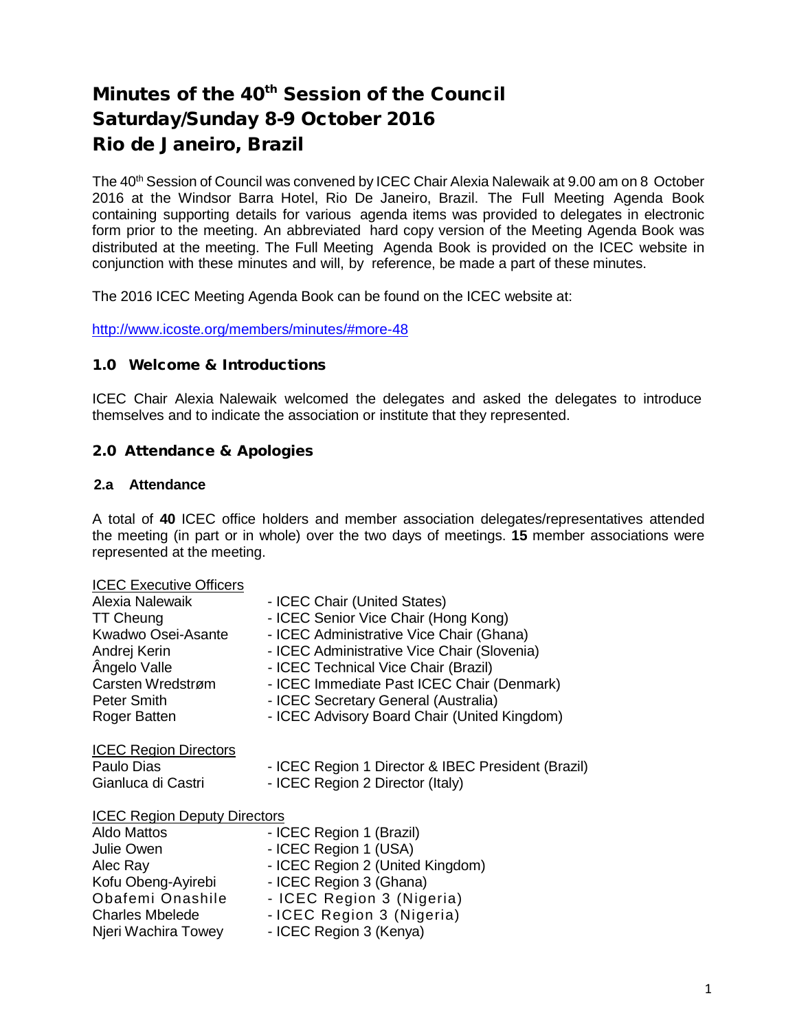# Minutes of the 40th Session of the Council
# Saturday/Sunday 8-9 October 2016
# Rio de Janeiro, Brazil

The 40th Session of Council was convened by ICEC Chair Alexia Nalewaik at 9.00 am on 8 October 2016 at the Windsor Barra Hotel, Rio De Janeiro, Brazil. The Full Meeting Agenda Book containing supporting details for various agenda items was provided to delegates in electronic form prior to the meeting. An abbreviated hard copy version of the Meeting Agenda Book was distributed at the meeting. The Full Meeting Agenda Book is provided on the ICEC website in conjunction with these minutes and will, by reference, be made a part of these minutes.

The 2016 ICEC Meeting Agenda Book can be found on the ICEC website at:

http://www.icoste.org/members/minutes/#more-48

## 1.0 Welcome & Introductions

ICEC Chair Alexia Nalewaik welcomed the delegates and asked the delegates to introduce themselves and to indicate the association or institute that they represented.

## 2.0 Attendance & Apologies

### 2.a Attendance

A total of **40** ICEC office holders and member association delegates/representatives attended the meeting (in part or in whole) over the two days of meetings. **15** member associations were represented at the meeting.

ICEC Executive Officers

| | |
|---|---|
| Alexia Nalewaik | - ICEC Chair (United States) |
| TT Cheung | - ICEC Senior Vice Chair (Hong Kong) |
| Kwadwo Osei-Asante | - ICEC Administrative Vice Chair (Ghana) |
| Andrej Kerin | - ICEC Administrative Vice Chair (Slovenia) |
| Ângelo Valle | - ICEC Technical Vice Chair (Brazil) |
| Carsten Wredstrøm | - ICEC Immediate Past ICEC Chair (Denmark) |
| Peter Smith | - ICEC Secretary General (Australia) |
| Roger Batten | - ICEC Advisory Board Chair (United Kingdom) |

ICEC Region Directors

| | |
|---|---|
| Paulo Dias | - ICEC Region 1 Director & IBEC President (Brazil) |
| Gianluca di Castri | - ICEC Region 2 Director (Italy) |

ICEC Region Deputy Directors

| | |
|---|---|
| Aldo Mattos | - ICEC Region 1 (Brazil) |
| Julie Owen | - ICEC Region 1 (USA) |
| Alec Ray | - ICEC Region 2 (United Kingdom) |
| Kofu Obeng-Ayirebi | - ICEC Region 3 (Ghana) |
| Obafemi Onashile | - ICEC Region 3 (Nigeria) |
| Charles Mbelede | - ICEC Region 3 (Nigeria) |
| Njeri Wachira Towey | - ICEC Region 3 (Kenya) |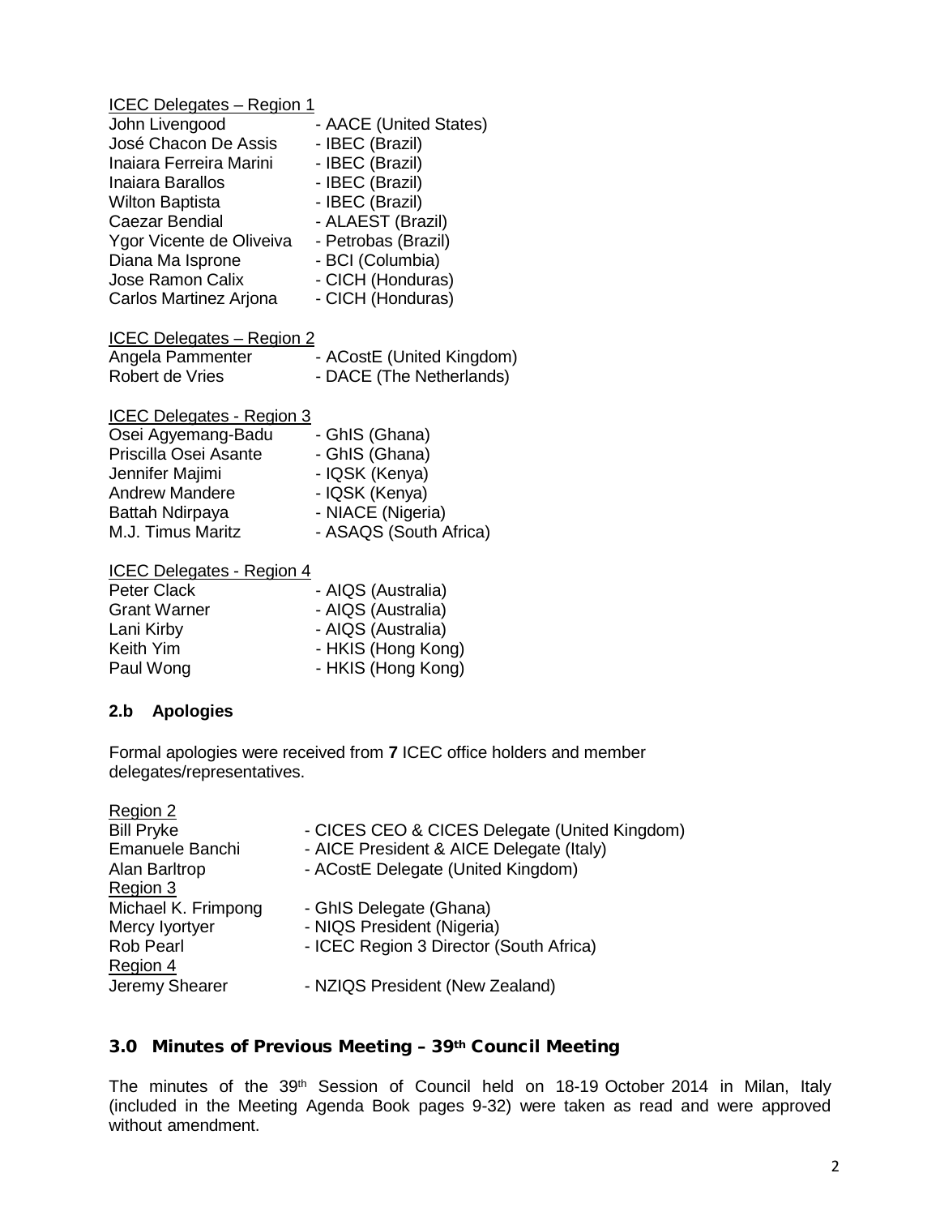ICEC Delegates – Region 1

| | |
|---|---|
| John Livengood | - AACE (United States) |
| José Chacon De Assis | - IBEC (Brazil) |
| Inaiara Ferreira Marini | - IBEC (Brazil) |
| Inaiara Barallos | - IBEC (Brazil) |
| Wilton Baptista | - IBEC (Brazil) |
| Caezar Bendial | - ALAEST (Brazil) |
| Ygor Vicente de Oliveiva | - Petrobas (Brazil) |
| Diana Ma Isprone | - BCI (Columbia) |
| Jose Ramon Calix | - CICH (Honduras) |
| Carlos Martinez Arjona | - CICH (Honduras) |

ICEC Delegates – Region 2

| | |
|---|---|
| Angela Pammenter | - ACostE (United Kingdom) |
| Robert de Vries | - DACE (The Netherlands) |

ICEC Delegates - Region 3

| | |
|---|---|
| Osei Agyemang-Badu | - GhIS (Ghana) |
| Priscilla Osei Asante | - GhIS (Ghana) |
| Jennifer Majimi | - IQSK (Kenya) |
| Andrew Mandere | - IQSK (Kenya) |
| Battah Ndirpaya | - NIACE (Nigeria) |
| M.J. Timus Maritz | - ASAQS (South Africa) |

ICEC Delegates - Region 4

| | |
|---|---|
| Peter Clack | - AIQS (Australia) |
| Grant Warner | - AIQS (Australia) |
| Lani Kirby | - AIQS (Australia) |
| Keith Yim | - HKIS (Hong Kong) |
| Paul Wong | - HKIS (Hong Kong) |

### 2.b Apologies

Formal apologies were received from **7** ICEC office holders and member delegates/representatives.

Region 2

| | |
|---|---|
| Bill Pryke | - CICES CEO & CICES Delegate (United Kingdom) |
| Emanuele Banchi | - AICE President & AICE Delegate (Italy) |
| Alan Barltrop | - ACostE Delegate (United Kingdom) |

Region 3

| | |
|---|---|
| Michael K. Frimpong | - GhIS Delegate (Ghana) |
| Mercy Iyortyer | - NIQS President (Nigeria) |
| Rob Pearl | - ICEC Region 3 Director (South Africa) |

Region 4

| | |
|---|---|
| Jeremy Shearer | - NZIQS President (New Zealand) |

## 3.0 Minutes of Previous Meeting – 39th Council Meeting

The minutes of the 39th Session of Council held on 18-19 October 2014 in Milan, Italy (included in the Meeting Agenda Book pages 9-32) were taken as read and were approved without amendment.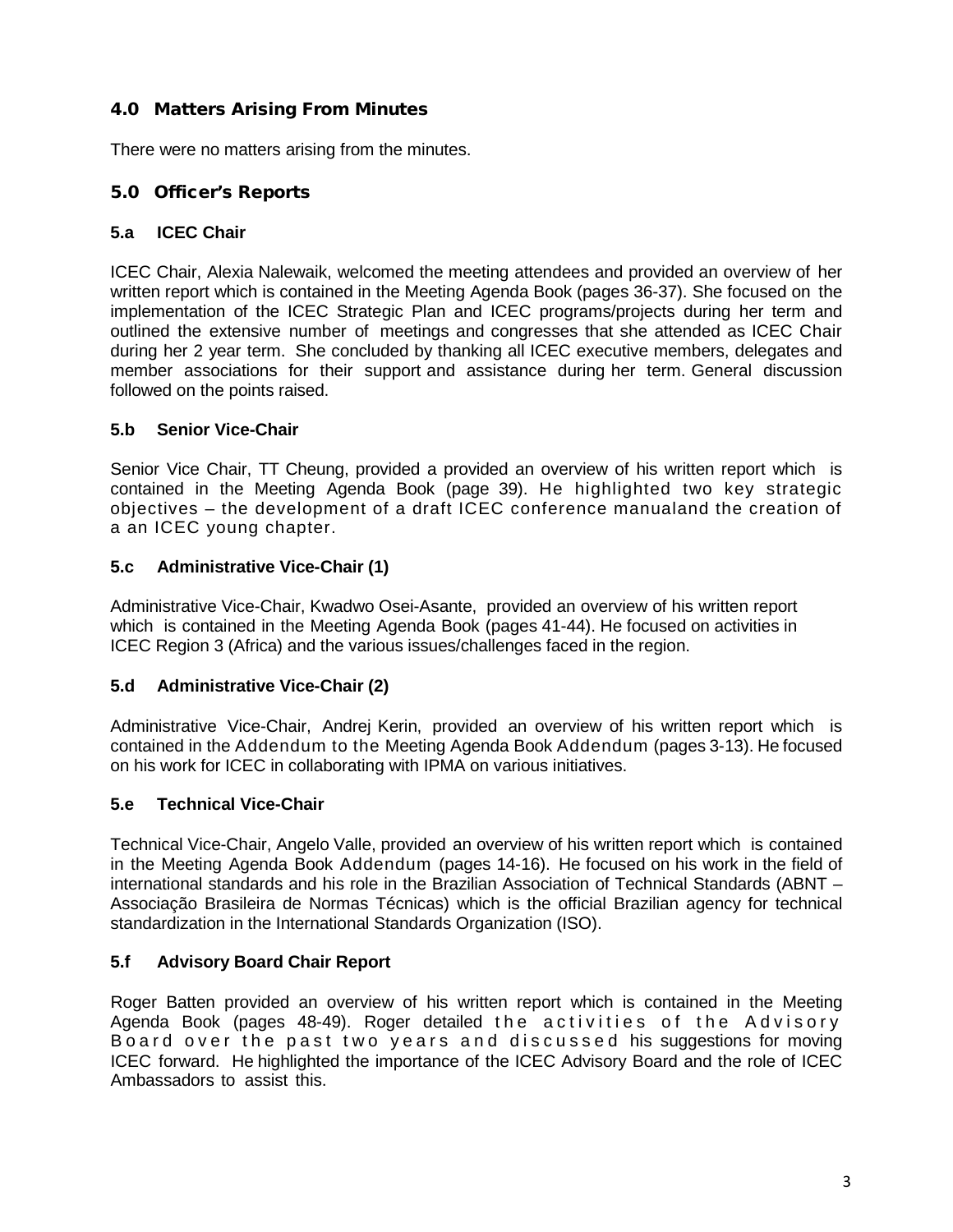## 4.0 Matters Arising From Minutes

There were no matters arising from the minutes.

## 5.0 Officer's Reports

### 5.a ICEC Chair

ICEC Chair, Alexia Nalewaik, welcomed the meeting attendees and provided an overview of her written report which is contained in the Meeting Agenda Book (pages 36-37). She focused on the implementation of the ICEC Strategic Plan and ICEC programs/projects during her term and outlined the extensive number of meetings and congresses that she attended as ICEC Chair during her 2 year term. She concluded by thanking all ICEC executive members, delegates and member associations for their support and assistance during her term. General discussion followed on the points raised.

### 5.b Senior Vice-Chair

Senior Vice Chair, TT Cheung, provided a provided an overview of his written report which is contained in the Meeting Agenda Book (page 39). He highlighted two key strategic objectives – the development of a draft ICEC conference manualand the creation of a an ICEC young chapter.

### 5.c Administrative Vice-Chair (1)

Administrative Vice-Chair, Kwadwo Osei-Asante, provided an overview of his written report which is contained in the Meeting Agenda Book (pages 41-44). He focused on activities in ICEC Region 3 (Africa) and the various issues/challenges faced in the region.

### 5.d Administrative Vice-Chair (2)

Administrative Vice-Chair, Andrej Kerin, provided an overview of his written report which is contained in the Addendum to the Meeting Agenda Book Addendum (pages 3-13). He focused on his work for ICEC in collaborating with IPMA on various initiatives.

### 5.e Technical Vice-Chair

Technical Vice-Chair, Angelo Valle, provided an overview of his written report which is contained in the Meeting Agenda Book Addendum (pages 14-16). He focused on his work in the field of international standards and his role in the Brazilian Association of Technical Standards (ABNT – Associação Brasileira de Normas Técnicas) which is the official Brazilian agency for technical standardization in the International Standards Organization (ISO).

### 5.f Advisory Board Chair Report

Roger Batten provided an overview of his written report which is contained in the Meeting Agenda Book (pages 48-49). Roger detailed the activities of the Advisory Board over the past two years and discussed his suggestions for moving ICEC forward. He highlighted the importance of the ICEC Advisory Board and the role of ICEC Ambassadors to assist this.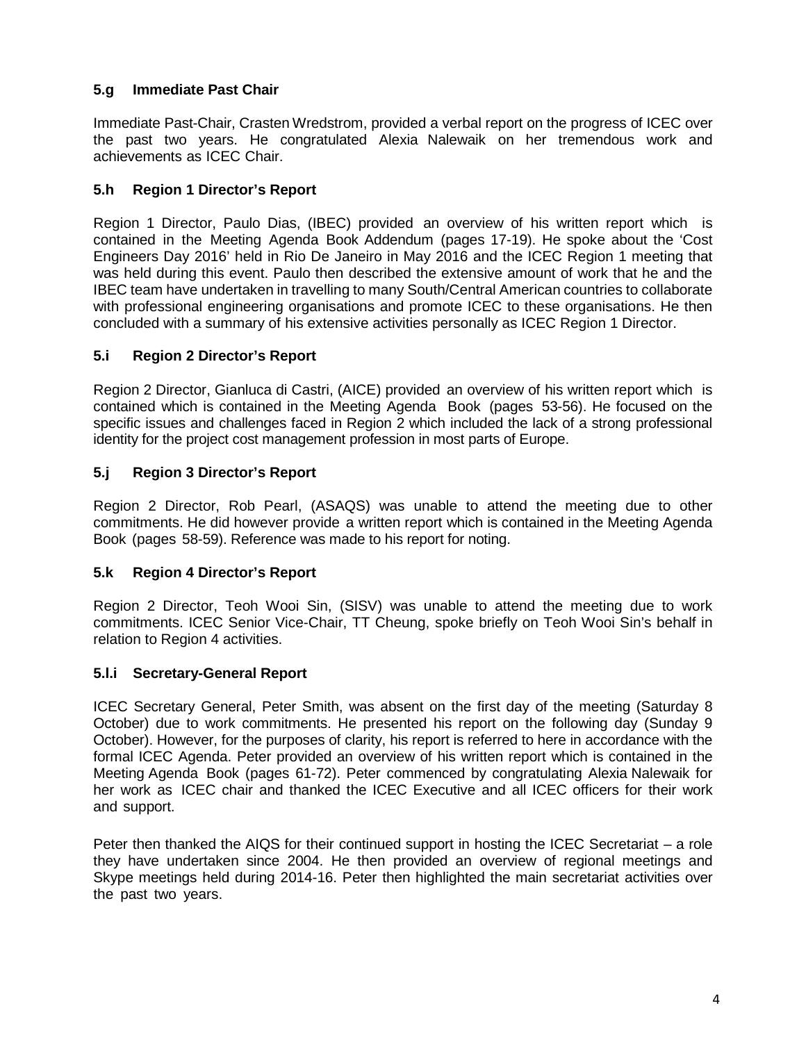### 5.g Immediate Past Chair

Immediate Past-Chair, Crasten Wredstrom, provided a verbal report on the progress of ICEC over the past two years. He congratulated Alexia Nalewaik on her tremendous work and achievements as ICEC Chair.

### 5.h Region 1 Director's Report

Region 1 Director, Paulo Dias, (IBEC) provided an overview of his written report which is contained in the Meeting Agenda Book Addendum (pages 17-19). He spoke about the 'Cost Engineers Day 2016' held in Rio De Janeiro in May 2016 and the ICEC Region 1 meeting that was held during this event. Paulo then described the extensive amount of work that he and the IBEC team have undertaken in travelling to many South/Central American countries to collaborate with professional engineering organisations and promote ICEC to these organisations. He then concluded with a summary of his extensive activities personally as ICEC Region 1 Director.

### 5.i Region 2 Director's Report

Region 2 Director, Gianluca di Castri, (AICE) provided an overview of his written report which is contained which is contained in the Meeting Agenda Book (pages 53-56). He focused on the specific issues and challenges faced in Region 2 which included the lack of a strong professional identity for the project cost management profession in most parts of Europe.

### 5.j Region 3 Director's Report

Region 2 Director, Rob Pearl, (ASAQS) was unable to attend the meeting due to other commitments. He did however provide a written report which is contained in the Meeting Agenda Book (pages 58-59). Reference was made to his report for noting.

### 5.k Region 4 Director's Report

Region 2 Director, Teoh Wooi Sin, (SISV) was unable to attend the meeting due to work commitments. ICEC Senior Vice-Chair, TT Cheung, spoke briefly on Teoh Wooi Sin's behalf in relation to Region 4 activities.

### 5.l.i Secretary-General Report

ICEC Secretary General, Peter Smith, was absent on the first day of the meeting (Saturday 8 October) due to work commitments. He presented his report on the following day (Sunday 9 October). However, for the purposes of clarity, his report is referred to here in accordance with the formal ICEC Agenda. Peter provided an overview of his written report which is contained in the Meeting Agenda Book (pages 61-72). Peter commenced by congratulating Alexia Nalewaik for her work as ICEC chair and thanked the ICEC Executive and all ICEC officers for their work and support.

Peter then thanked the AIQS for their continued support in hosting the ICEC Secretariat – a role they have undertaken since 2004. He then provided an overview of regional meetings and Skype meetings held during 2014-16. Peter then highlighted the main secretariat activities over the past two years.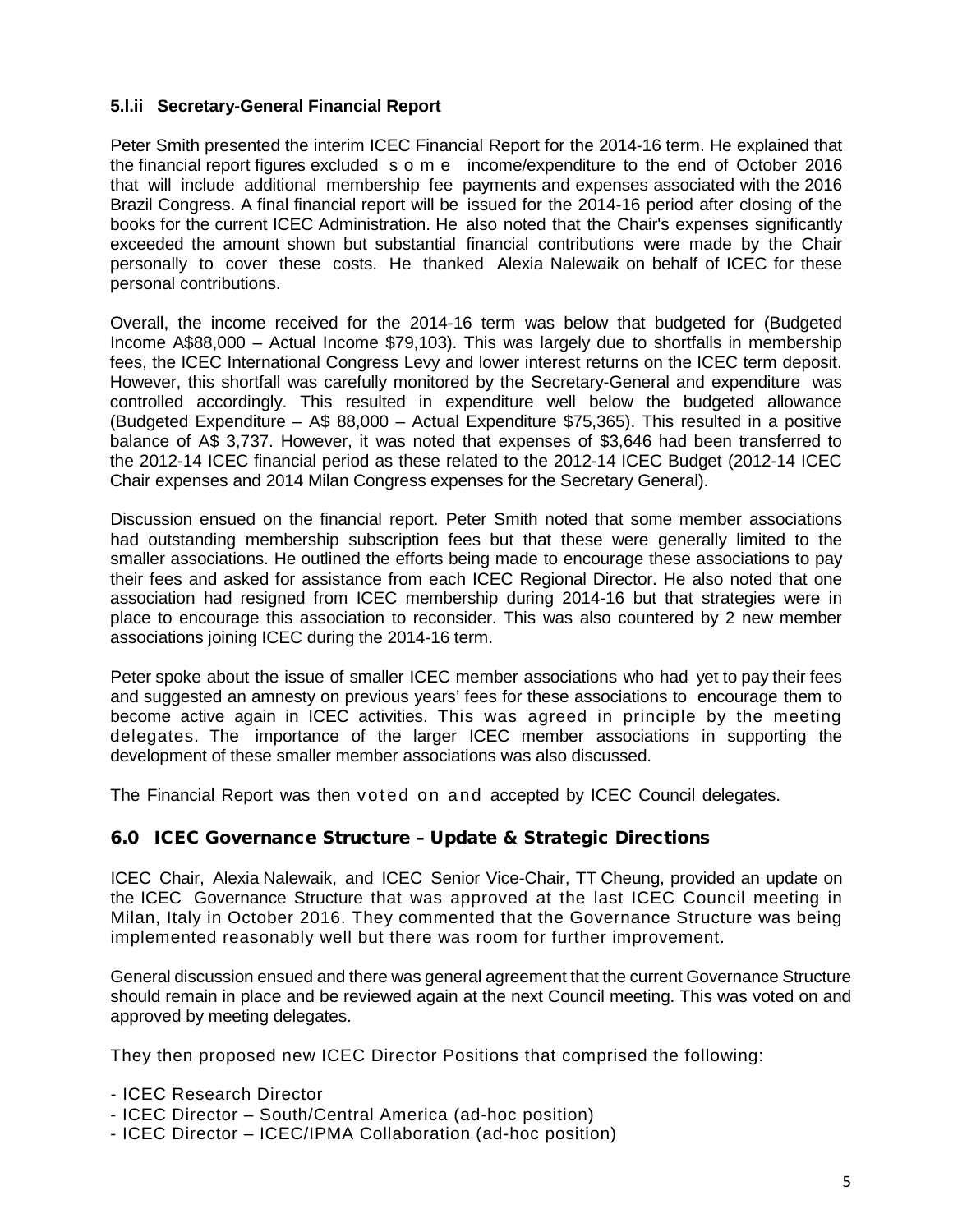### 5.l.ii Secretary-General Financial Report

Peter Smith presented the interim ICEC Financial Report for the 2014-16 term. He explained that the financial report figures excluded some income/expenditure to the end of October 2016 that will include additional membership fee payments and expenses associated with the 2016 Brazil Congress. A final financial report will be issued for the 2014-16 period after closing of the books for the current ICEC Administration. He also noted that the Chair's expenses significantly exceeded the amount shown but substantial financial contributions were made by the Chair personally to cover these costs. He thanked Alexia Nalewaik on behalf of ICEC for these personal contributions.

Overall, the income received for the 2014-16 term was below that budgeted for (Budgeted Income A$88,000 – Actual Income $79,103). This was largely due to shortfalls in membership fees, the ICEC International Congress Levy and lower interest returns on the ICEC term deposit. However, this shortfall was carefully monitored by the Secretary-General and expenditure was controlled accordingly. This resulted in expenditure well below the budgeted allowance (Budgeted Expenditure – A$ 88,000 – Actual Expenditure $75,365). This resulted in a positive balance of A$ 3,737. However, it was noted that expenses of $3,646 had been transferred to the 2012-14 ICEC financial period as these related to the 2012-14 ICEC Budget (2012-14 ICEC Chair expenses and 2014 Milan Congress expenses for the Secretary General).

Discussion ensued on the financial report. Peter Smith noted that some member associations had outstanding membership subscription fees but that these were generally limited to the smaller associations. He outlined the efforts being made to encourage these associations to pay their fees and asked for assistance from each ICEC Regional Director. He also noted that one association had resigned from ICEC membership during 2014-16 but that strategies were in place to encourage this association to reconsider. This was also countered by 2 new member associations joining ICEC during the 2014-16 term.

Peter spoke about the issue of smaller ICEC member associations who had yet to pay their fees and suggested an amnesty on previous years' fees for these associations to encourage them to become active again in ICEC activities. This was agreed in principle by the meeting delegates. The importance of the larger ICEC member associations in supporting the development of these smaller member associations was also discussed.

The Financial Report was then voted on and accepted by ICEC Council delegates.

## 6.0 ICEC Governance Structure – Update & Strategic Directions

ICEC Chair, Alexia Nalewaik, and ICEC Senior Vice-Chair, TT Cheung, provided an update on the ICEC Governance Structure that was approved at the last ICEC Council meeting in Milan, Italy in October 2016. They commented that the Governance Structure was being implemented reasonably well but there was room for further improvement.

General discussion ensued and there was general agreement that the current Governance Structure should remain in place and be reviewed again at the next Council meeting. This was voted on and approved by meeting delegates.

They then proposed new ICEC Director Positions that comprised the following:

- ICEC Research Director
- ICEC Director – South/Central America (ad-hoc position)
- ICEC Director – ICEC/IPMA Collaboration (ad-hoc position)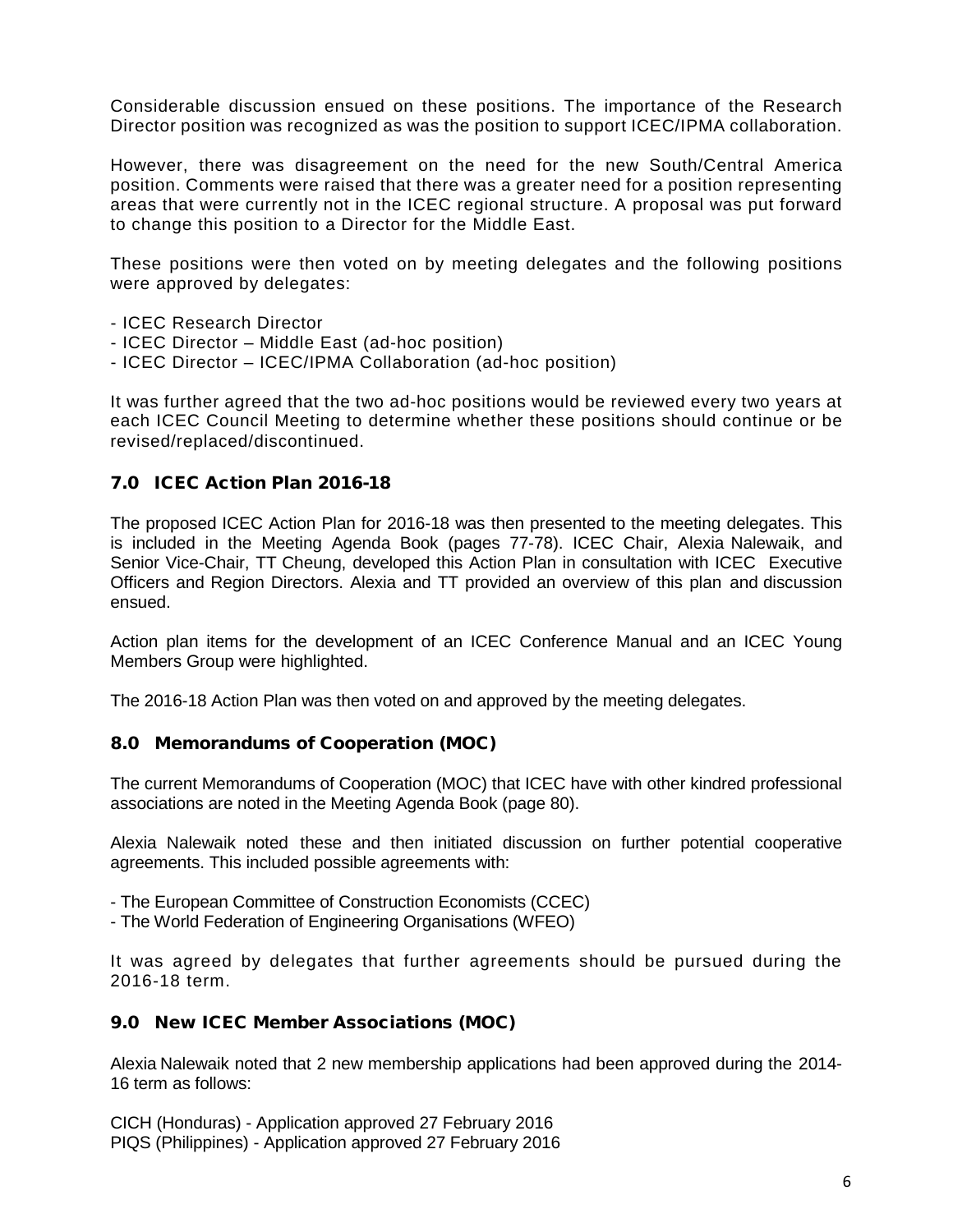Considerable discussion ensued on these positions. The importance of the Research Director position was recognized as was the position to support ICEC/IPMA collaboration.

However, there was disagreement on the need for the new South/Central America position. Comments were raised that there was a greater need for a position representing areas that were currently not in the ICEC regional structure. A proposal was put forward to change this position to a Director for the Middle East.

These positions were then voted on by meeting delegates and the following positions were approved by delegates:

- ICEC Research Director
- ICEC Director – Middle East (ad-hoc position)
- ICEC Director – ICEC/IPMA Collaboration (ad-hoc position)

It was further agreed that the two ad-hoc positions would be reviewed every two years at each ICEC Council Meeting to determine whether these positions should continue or be revised/replaced/discontinued.

## 7.0 ICEC Action Plan 2016-18

The proposed ICEC Action Plan for 2016-18 was then presented to the meeting delegates. This is included in the Meeting Agenda Book (pages 77-78). ICEC Chair, Alexia Nalewaik, and Senior Vice-Chair, TT Cheung, developed this Action Plan in consultation with ICEC Executive Officers and Region Directors. Alexia and TT provided an overview of this plan and discussion ensued.

Action plan items for the development of an ICEC Conference Manual and an ICEC Young Members Group were highlighted.

The 2016-18 Action Plan was then voted on and approved by the meeting delegates.

## 8.0 Memorandums of Cooperation (MOC)

The current Memorandums of Cooperation (MOC) that ICEC have with other kindred professional associations are noted in the Meeting Agenda Book (page 80).

Alexia Nalewaik noted these and then initiated discussion on further potential cooperative agreements. This included possible agreements with:

- The European Committee of Construction Economists (CCEC)
- The World Federation of Engineering Organisations (WFEO)

It was agreed by delegates that further agreements should be pursued during the 2016-18 term.

## 9.0 New ICEC Member Associations (MOC)

Alexia Nalewaik noted that 2 new membership applications had been approved during the 2014-16 term as follows:

CICH (Honduras) - Application approved 27 February 2016
PIQS (Philippines) - Application approved 27 February 2016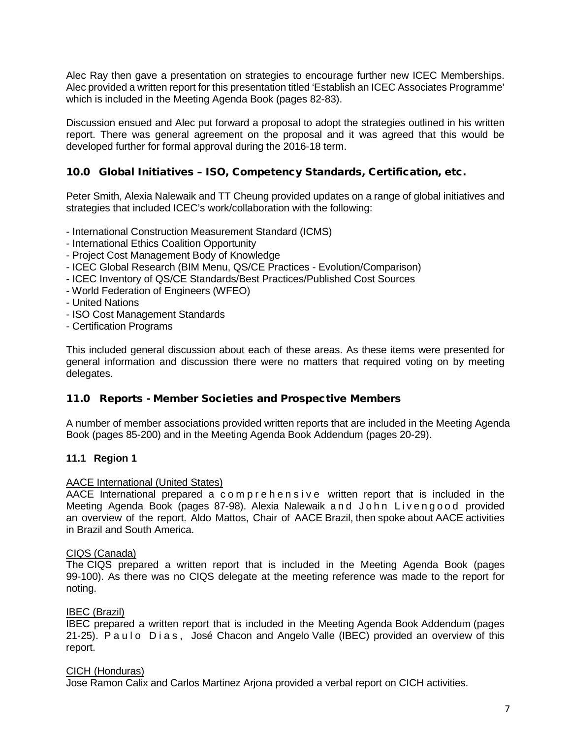Alec Ray then gave a presentation on strategies to encourage further new ICEC Memberships. Alec provided a written report for this presentation titled 'Establish an ICEC Associates Programme' which is included in the Meeting Agenda Book (pages 82-83).

Discussion ensued and Alec put forward a proposal to adopt the strategies outlined in his written report. There was general agreement on the proposal and it was agreed that this would be developed further for formal approval during the 2016-18 term.

## 10.0 Global Initiatives – ISO, Competency Standards, Certification, etc.

Peter Smith, Alexia Nalewaik and TT Cheung provided updates on a range of global initiatives and strategies that included ICEC's work/collaboration with the following:

- International Construction Measurement Standard (ICMS)
- International Ethics Coalition Opportunity
- Project Cost Management Body of Knowledge
- ICEC Global Research (BIM Menu, QS/CE Practices - Evolution/Comparison)
- ICEC Inventory of QS/CE Standards/Best Practices/Published Cost Sources
- World Federation of Engineers (WFEO)
- United Nations
- ISO Cost Management Standards
- Certification Programs

This included general discussion about each of these areas. As these items were presented for general information and discussion there were no matters that required voting on by meeting delegates.

## 11.0 Reports - Member Societies and Prospective Members

A number of member associations provided written reports that are included in the Meeting Agenda Book (pages 85-200) and in the Meeting Agenda Book Addendum (pages 20-29).

### 11.1 Region 1

AACE International (United States)

AACE International prepared a comprehensive written report that is included in the Meeting Agenda Book (pages 87-98). Alexia Nalewaik and John Livengood provided an overview of the report. Aldo Mattos, Chair of AACE Brazil, then spoke about AACE activities in Brazil and South America.

CIQS (Canada)

The CIQS prepared a written report that is included in the Meeting Agenda Book (pages 99-100). As there was no CIQS delegate at the meeting reference was made to the report for noting.

IBEC (Brazil)

IBEC prepared a written report that is included in the Meeting Agenda Book Addendum (pages 21-25). Paulo Dias, José Chacon and Angelo Valle (IBEC) provided an overview of this report.

CICH (Honduras)

Jose Ramon Calix and Carlos Martinez Arjona provided a verbal report on CICH activities.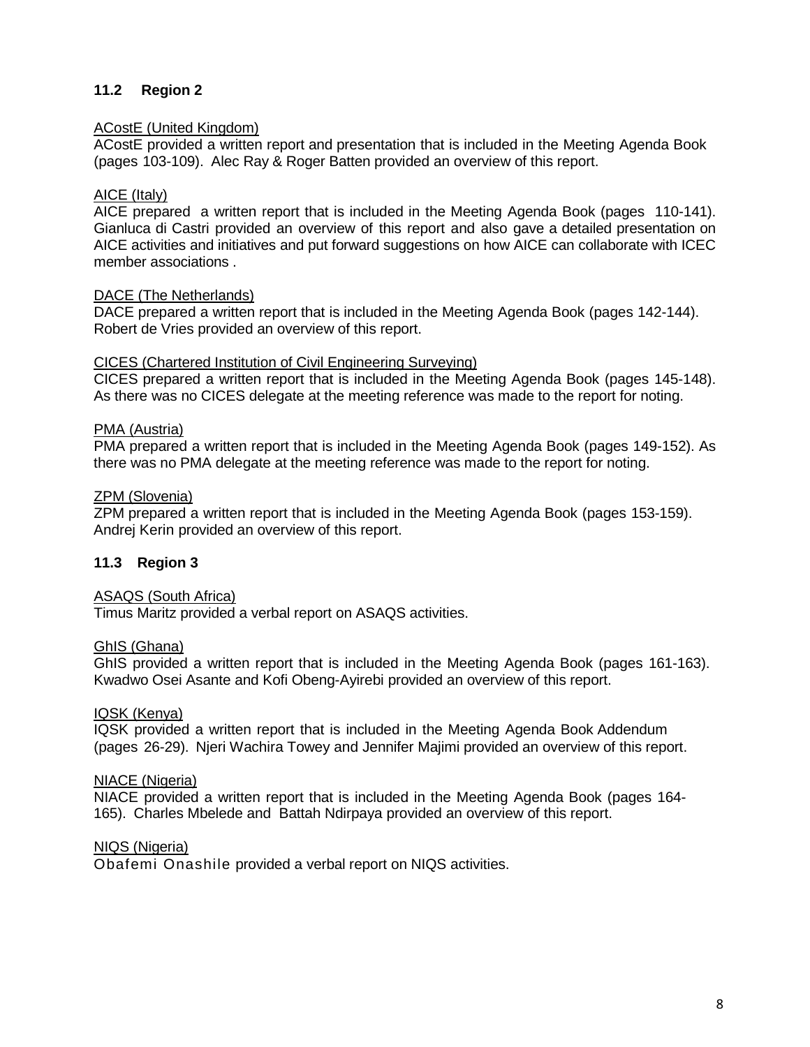### 11.2 Region 2

<u>ACostE (United Kingdom)</u>
ACostE provided a written report and presentation that is included in the Meeting Agenda Book (pages 103-109). Alec Ray & Roger Batten provided an overview of this report.

<u>AICE (Italy)</u>
AICE prepared a written report that is included in the Meeting Agenda Book (pages 110-141). Gianluca di Castri provided an overview of this report and also gave a detailed presentation on AICE activities and initiatives and put forward suggestions on how AICE can collaborate with ICEC member associations .

<u>DACE (The Netherlands)</u>
DACE prepared a written report that is included in the Meeting Agenda Book (pages 142-144). Robert de Vries provided an overview of this report.

<u>CICES (Chartered Institution of Civil Engineering Surveying)</u>
CICES prepared a written report that is included in the Meeting Agenda Book (pages 145-148). As there was no CICES delegate at the meeting reference was made to the report for noting.

<u>PMA (Austria)</u>
PMA prepared a written report that is included in the Meeting Agenda Book (pages 149-152). As there was no PMA delegate at the meeting reference was made to the report for noting.

<u>ZPM (Slovenia)</u>
ZPM prepared a written report that is included in the Meeting Agenda Book (pages 153-159). Andrej Kerin provided an overview of this report.

### 11.3 Region 3

<u>ASAQS (South Africa)</u>
Timus Maritz provided a verbal report on ASAQS activities.

<u>GhIS (Ghana)</u>
GhIS provided a written report that is included in the Meeting Agenda Book (pages 161-163). Kwadwo Osei Asante and Kofi Obeng-Ayirebi provided an overview of this report.

<u>IQSK (Kenya)</u>
IQSK provided a written report that is included in the Meeting Agenda Book Addendum (pages 26-29). Njeri Wachira Towey and Jennifer Majimi provided an overview of this report.

<u>NIACE (Nigeria)</u>
NIACE provided a written report that is included in the Meeting Agenda Book (pages 164-165). Charles Mbelede and Battah Ndirpaya provided an overview of this report.

<u>NIQS (Nigeria)</u>
Obafemi Onashile provided a verbal report on NIQS activities.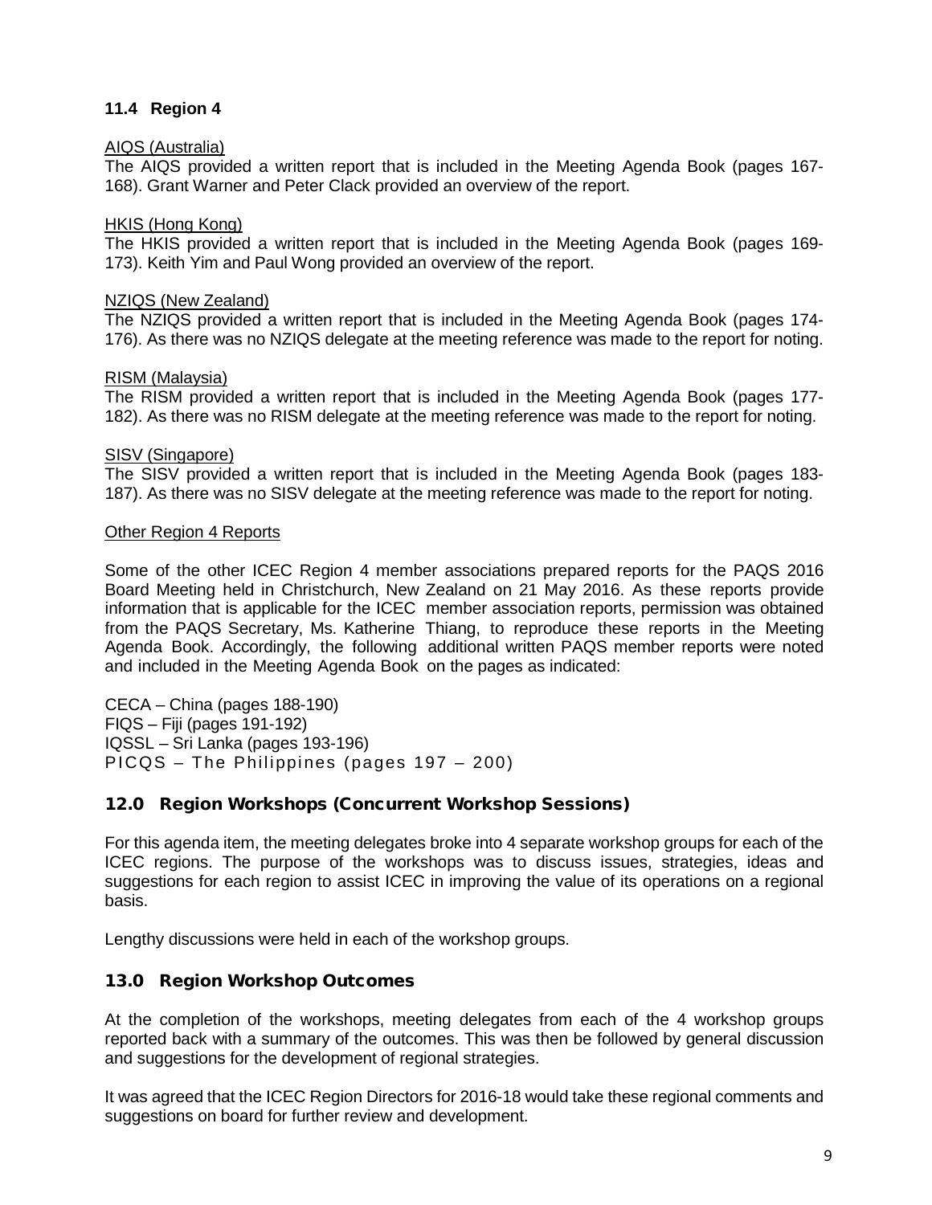### 11.4 Region 4

AIQS (Australia)

The AIQS provided a written report that is included in the Meeting Agenda Book (pages 167-168). Grant Warner and Peter Clack provided an overview of the report.

HKIS (Hong Kong)

The HKIS provided a written report that is included in the Meeting Agenda Book (pages 169-173). Keith Yim and Paul Wong provided an overview of the report.

NZIQS (New Zealand)

The NZIQS provided a written report that is included in the Meeting Agenda Book (pages 174-176). As there was no NZIQS delegate at the meeting reference was made to the report for noting.

RISM (Malaysia)

The RISM provided a written report that is included in the Meeting Agenda Book (pages 177-182). As there was no RISM delegate at the meeting reference was made to the report for noting.

SISV (Singapore)

The SISV provided a written report that is included in the Meeting Agenda Book (pages 183-187). As there was no SISV delegate at the meeting reference was made to the report for noting.

Other Region 4 Reports

Some of the other ICEC Region 4 member associations prepared reports for the PAQS 2016 Board Meeting held in Christchurch, New Zealand on 21 May 2016. As these reports provide information that is applicable for the ICEC member association reports, permission was obtained from the PAQS Secretary, Ms. Katherine Thiang, to reproduce these reports in the Meeting Agenda Book. Accordingly, the following additional written PAQS member reports were noted and included in the Meeting Agenda Book on the pages as indicated:

CECA – China (pages 188-190)
FIQS – Fiji (pages 191-192)
IQSSL – Sri Lanka (pages 193-196)
PICQS – The Philippines (pages 197 – 200)

## 12.0 Region Workshops (Concurrent Workshop Sessions)

For this agenda item, the meeting delegates broke into 4 separate workshop groups for each of the ICEC regions. The purpose of the workshops was to discuss issues, strategies, ideas and suggestions for each region to assist ICEC in improving the value of its operations on a regional basis.

Lengthy discussions were held in each of the workshop groups.

## 13.0 Region Workshop Outcomes

At the completion of the workshops, meeting delegates from each of the 4 workshop groups reported back with a summary of the outcomes. This was then be followed by general discussion and suggestions for the development of regional strategies.

It was agreed that the ICEC Region Directors for 2016-18 would take these regional comments and suggestions on board for further review and development.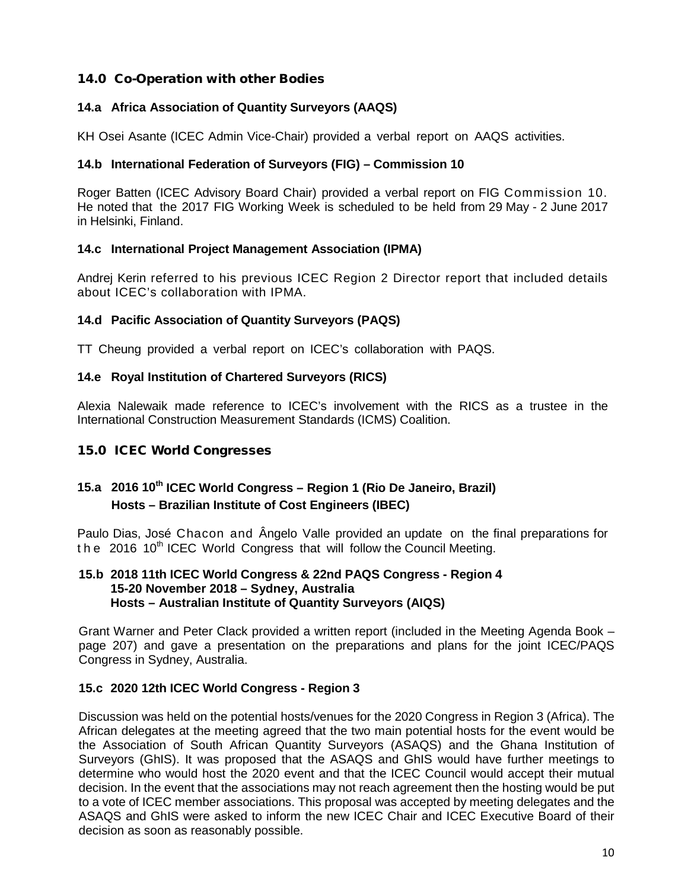## 14.0 Co-Operation with other Bodies

### 14.a Africa Association of Quantity Surveyors (AAQS)

KH Osei Asante (ICEC Admin Vice-Chair) provided a verbal report on AAQS activities.

### 14.b International Federation of Surveyors (FIG) – Commission 10

Roger Batten (ICEC Advisory Board Chair) provided a verbal report on FIG Commission 10. He noted that the 2017 FIG Working Week is scheduled to be held from 29 May - 2 June 2017 in Helsinki, Finland.

### 14.c International Project Management Association (IPMA)

Andrej Kerin referred to his previous ICEC Region 2 Director report that included details about ICEC's collaboration with IPMA.

### 14.d Pacific Association of Quantity Surveyors (PAQS)

TT Cheung provided a verbal report on ICEC's collaboration with PAQS.

### 14.e Royal Institution of Chartered Surveyors (RICS)

Alexia Nalewaik made reference to ICEC's involvement with the RICS as a trustee in the International Construction Measurement Standards (ICMS) Coalition.

## 15.0 ICEC World Congresses

### 15.a 2016 10th ICEC World Congress – Region 1 (Rio De Janeiro, Brazil) Hosts – Brazilian Institute of Cost Engineers (IBEC)

Paulo Dias, José Chacon and Ângelo Valle provided an update on the final preparations for the 2016 10th ICEC World Congress that will follow the Council Meeting.

### 15.b 2018 11th ICEC World Congress & 22nd PAQS Congress - Region 4 15-20 November 2018 – Sydney, Australia Hosts – Australian Institute of Quantity Surveyors (AIQS)

Grant Warner and Peter Clack provided a written report (included in the Meeting Agenda Book – page 207) and gave a presentation on the preparations and plans for the joint ICEC/PAQS Congress in Sydney, Australia.

### 15.c 2020 12th ICEC World Congress - Region 3

Discussion was held on the potential hosts/venues for the 2020 Congress in Region 3 (Africa). The African delegates at the meeting agreed that the two main potential hosts for the event would be the Association of South African Quantity Surveyors (ASAQS) and the Ghana Institution of Surveyors (GhIS). It was proposed that the ASAQS and GhIS would have further meetings to determine who would host the 2020 event and that the ICEC Council would accept their mutual decision. In the event that the associations may not reach agreement then the hosting would be put to a vote of ICEC member associations. This proposal was accepted by meeting delegates and the ASAQS and GhIS were asked to inform the new ICEC Chair and ICEC Executive Board of their decision as soon as reasonably possible.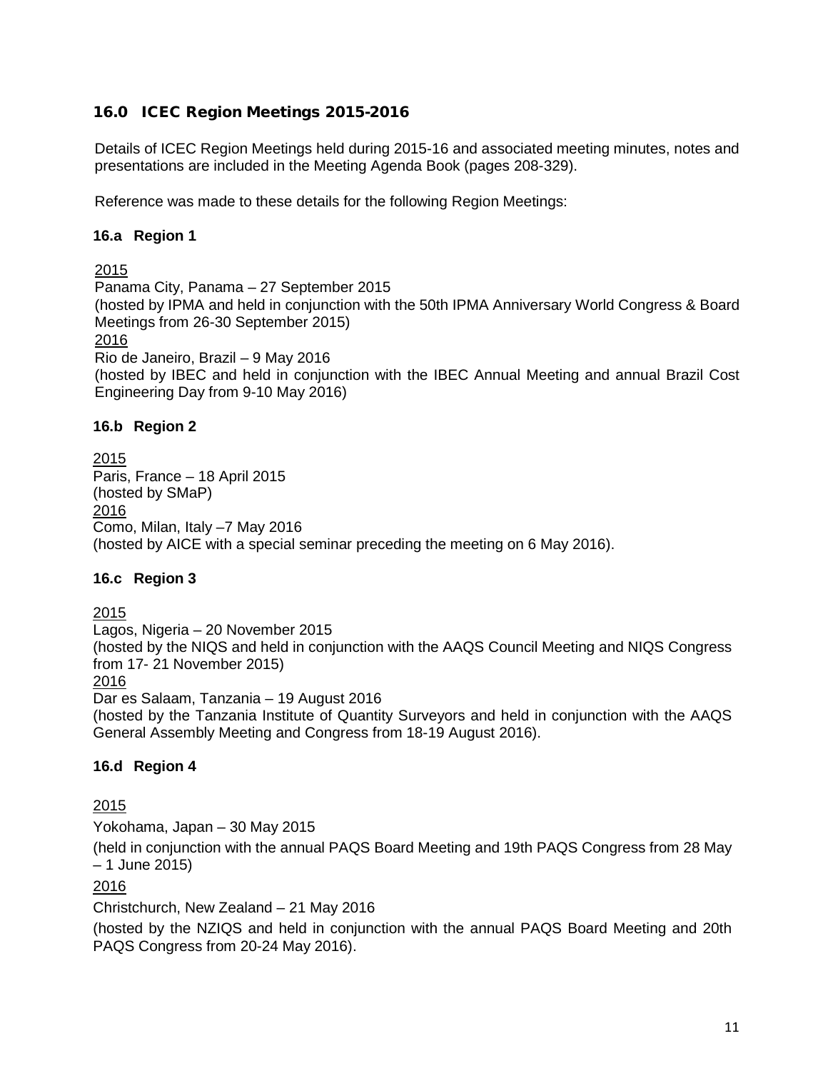## 16.0 ICEC Region Meetings 2015-2016

Details of ICEC Region Meetings held during 2015-16 and associated meeting minutes, notes and presentations are included in the Meeting Agenda Book (pages 208-329).

Reference was made to these details for the following Region Meetings:

### 16.a Region 1

<u>2015</u>
Panama City, Panama – 27 September 2015
(hosted by IPMA and held in conjunction with the 50th IPMA Anniversary World Congress & Board Meetings from 26-30 September 2015)
<u>2016</u>
Rio de Janeiro, Brazil – 9 May 2016
(hosted by IBEC and held in conjunction with the IBEC Annual Meeting and annual Brazil Cost Engineering Day from 9-10 May 2016)

### 16.b Region 2

<u>2015</u>
Paris, France – 18 April 2015
(hosted by SMaP)
<u>2016</u>
Como, Milan, Italy –7 May 2016
(hosted by AICE with a special seminar preceding the meeting on 6 May 2016).

### 16.c Region 3

<u>2015</u>
Lagos, Nigeria – 20 November 2015
(hosted by the NIQS and held in conjunction with the AAQS Council Meeting and NIQS Congress from 17- 21 November 2015)
<u>2016</u>
Dar es Salaam, Tanzania – 19 August 2016
(hosted by the Tanzania Institute of Quantity Surveyors and held in conjunction with the AAQS General Assembly Meeting and Congress from 18-19 August 2016).

### 16.d Region 4

<u>2015</u>

Yokohama, Japan – 30 May 2015

(held in conjunction with the annual PAQS Board Meeting and 19th PAQS Congress from 28 May – 1 June 2015)

<u>2016</u>

Christchurch, New Zealand – 21 May 2016

(hosted by the NZIQS and held in conjunction with the annual PAQS Board Meeting and 20th PAQS Congress from 20-24 May 2016).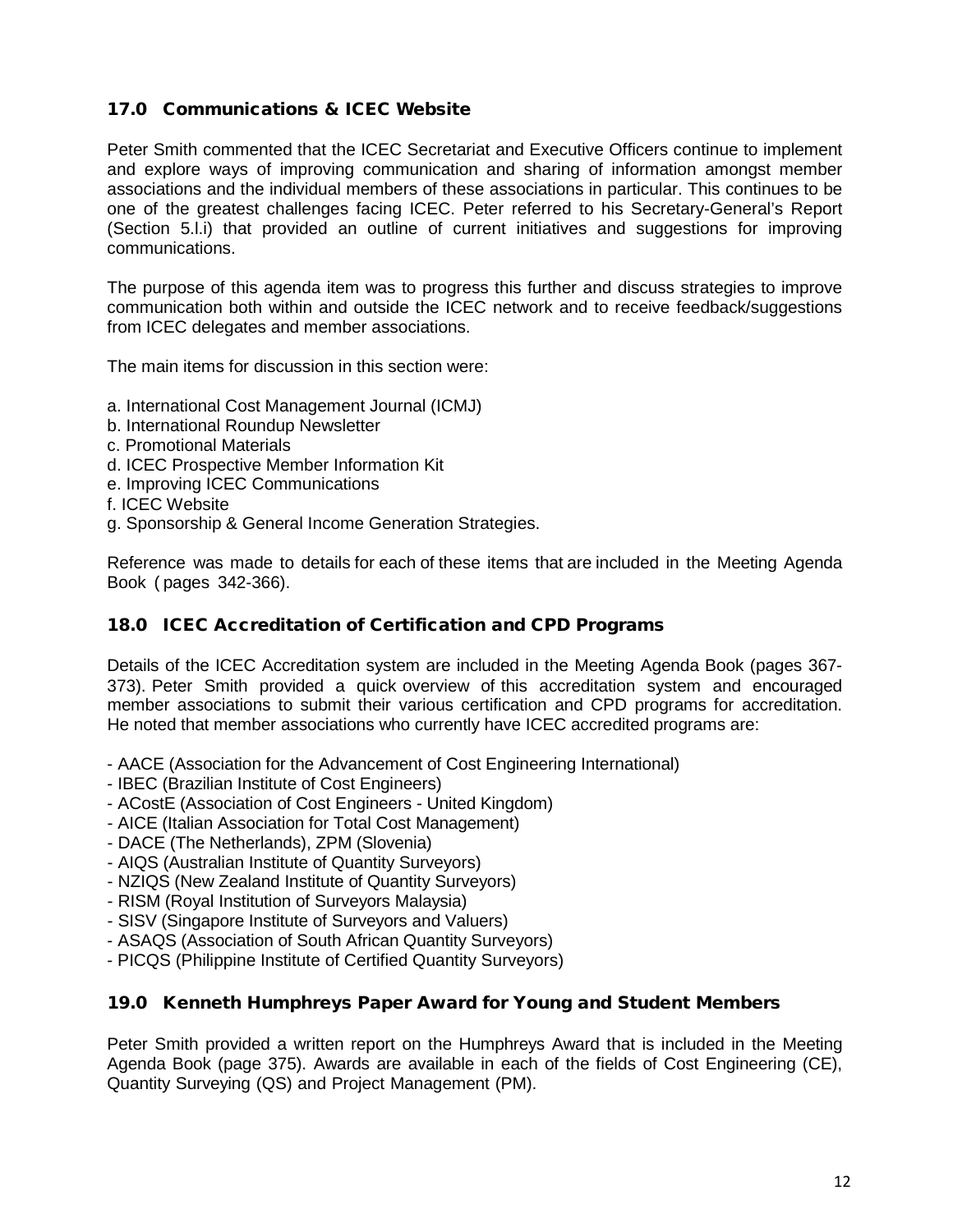## 17.0 Communications & ICEC Website

Peter Smith commented that the ICEC Secretariat and Executive Officers continue to implement and explore ways of improving communication and sharing of information amongst member associations and the individual members of these associations in particular. This continues to be one of the greatest challenges facing ICEC. Peter referred to his Secretary-General's Report (Section 5.l.i) that provided an outline of current initiatives and suggestions for improving communications.

The purpose of this agenda item was to progress this further and discuss strategies to improve communication both within and outside the ICEC network and to receive feedback/suggestions from ICEC delegates and member associations.

The main items for discussion in this section were:

a. International Cost Management Journal (ICMJ)
b. International Roundup Newsletter
c. Promotional Materials
d. ICEC Prospective Member Information Kit
e. Improving ICEC Communications
f. ICEC Website
g. Sponsorship & General Income Generation Strategies.

Reference was made to details for each of these items that are included in the Meeting Agenda Book ( pages 342-366).

## 18.0 ICEC Accreditation of Certification and CPD Programs

Details of the ICEC Accreditation system are included in the Meeting Agenda Book (pages 367-373). Peter Smith provided a quick overview of this accreditation system and encouraged member associations to submit their various certification and CPD programs for accreditation. He noted that member associations who currently have ICEC accredited programs are:

- AACE (Association for the Advancement of Cost Engineering International)
- IBEC (Brazilian Institute of Cost Engineers)
- ACostE (Association of Cost Engineers - United Kingdom)
- AICE (Italian Association for Total Cost Management)
- DACE (The Netherlands), ZPM (Slovenia)
- AIQS (Australian Institute of Quantity Surveyors)
- NZIQS (New Zealand Institute of Quantity Surveyors)
- RISM (Royal Institution of Surveyors Malaysia)
- SISV (Singapore Institute of Surveyors and Valuers)
- ASAQS (Association of South African Quantity Surveyors)
- PICQS (Philippine Institute of Certified Quantity Surveyors)

## 19.0 Kenneth Humphreys Paper Award for Young and Student Members

Peter Smith provided a written report on the Humphreys Award that is included in the Meeting Agenda Book (page 375). Awards are available in each of the fields of Cost Engineering (CE), Quantity Surveying (QS) and Project Management (PM).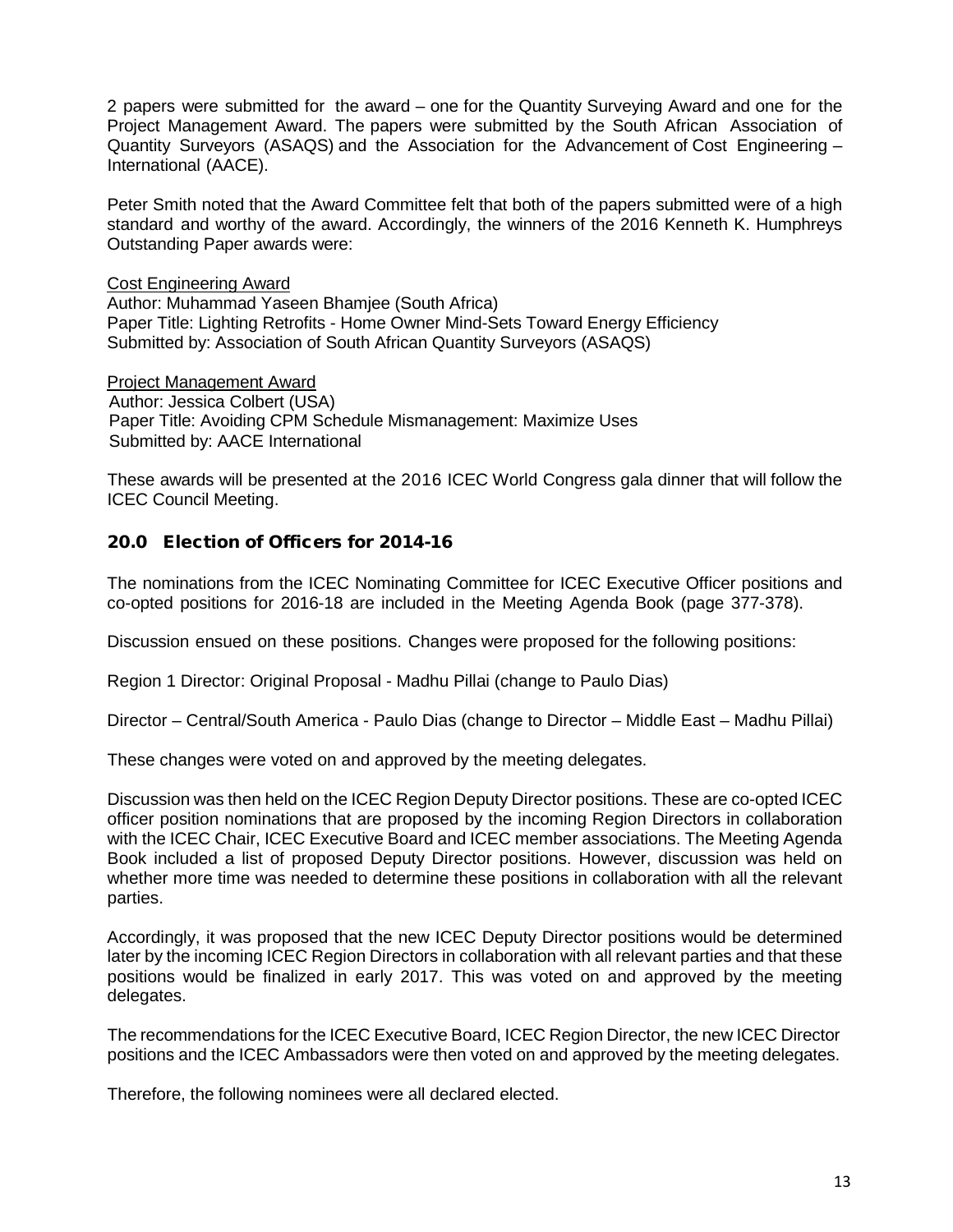2 papers were submitted for the award – one for the Quantity Surveying Award and one for the Project Management Award. The papers were submitted by the South African Association of Quantity Surveyors (ASAQS) and the Association for the Advancement of Cost Engineering – International (AACE).

Peter Smith noted that the Award Committee felt that both of the papers submitted were of a high standard and worthy of the award. Accordingly, the winners of the 2016 Kenneth K. Humphreys Outstanding Paper awards were:

Cost Engineering Award
Author: Muhammad Yaseen Bhamjee (South Africa)
Paper Title: Lighting Retrofits - Home Owner Mind-Sets Toward Energy Efficiency
Submitted by: Association of South African Quantity Surveyors (ASAQS)

Project Management Award
Author: Jessica Colbert (USA)
Paper Title: Avoiding CPM Schedule Mismanagement: Maximize Uses
Submitted by: AACE International

These awards will be presented at the 2016 ICEC World Congress gala dinner that will follow the ICEC Council Meeting.

## 20.0 Election of Officers for 2014-16

The nominations from the ICEC Nominating Committee for ICEC Executive Officer positions and co-opted positions for 2016-18 are included in the Meeting Agenda Book (page 377-378).

Discussion ensued on these positions. Changes were proposed for the following positions:

Region 1 Director: Original Proposal - Madhu Pillai (change to Paulo Dias)

Director – Central/South America - Paulo Dias (change to Director – Middle East – Madhu Pillai)

These changes were voted on and approved by the meeting delegates.

Discussion was then held on the ICEC Region Deputy Director positions. These are co-opted ICEC officer position nominations that are proposed by the incoming Region Directors in collaboration with the ICEC Chair, ICEC Executive Board and ICEC member associations. The Meeting Agenda Book included a list of proposed Deputy Director positions. However, discussion was held on whether more time was needed to determine these positions in collaboration with all the relevant parties.

Accordingly, it was proposed that the new ICEC Deputy Director positions would be determined later by the incoming ICEC Region Directors in collaboration with all relevant parties and that these positions would be finalized in early 2017. This was voted on and approved by the meeting delegates.

The recommendations for the ICEC Executive Board, ICEC Region Director, the new ICEC Director positions and the ICEC Ambassadors were then voted on and approved by the meeting delegates.

Therefore, the following nominees were all declared elected.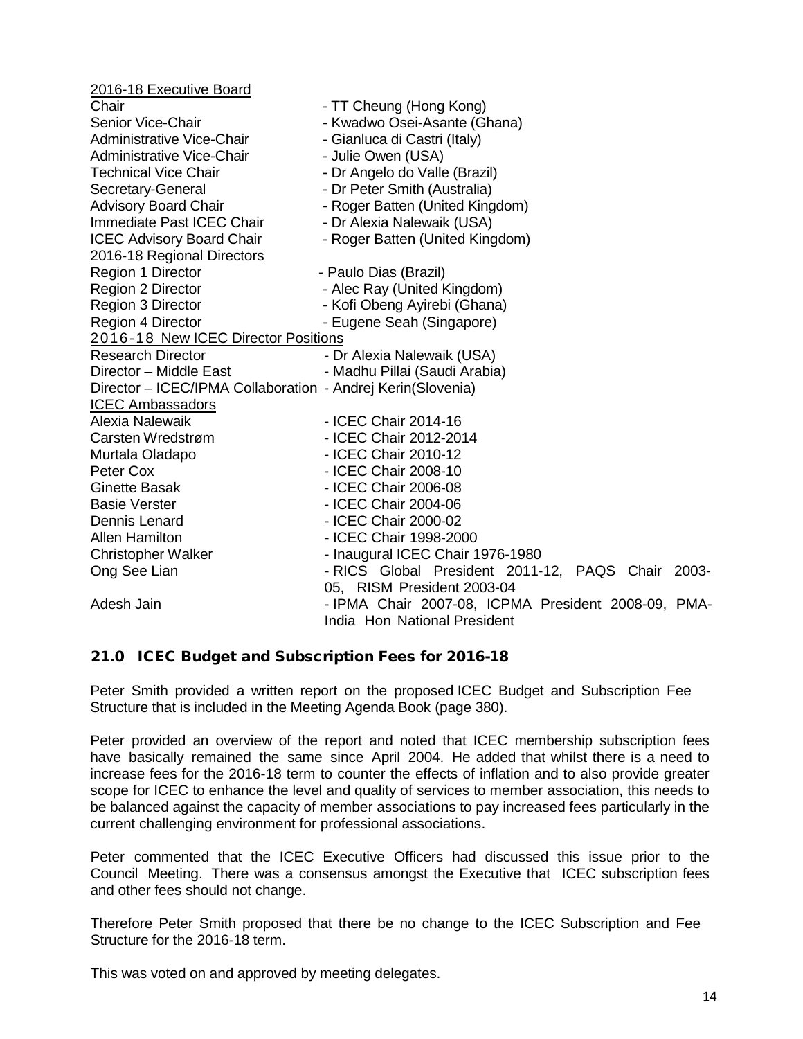2016-18 Executive Board

| | |
|---|---|
| Chair | - TT Cheung (Hong Kong) |
| Senior Vice-Chair | - Kwadwo Osei-Asante (Ghana) |
| Administrative Vice-Chair | - Gianluca di Castri (Italy) |
| Administrative Vice-Chair | - Julie Owen (USA) |
| Technical Vice Chair | - Dr Angelo do Valle (Brazil) |
| Secretary-General | - Dr Peter Smith (Australia) |
| Advisory Board Chair | - Roger Batten (United Kingdom) |
| Immediate Past ICEC Chair | - Dr Alexia Nalewaik (USA) |
| ICEC Advisory Board Chair | - Roger Batten (United Kingdom) |
| 2016-18 Regional Directors | |
| Region 1 Director | - Paulo Dias (Brazil) |
| Region 2 Director | - Alec Ray (United Kingdom) |
| Region 3 Director | - Kofi Obeng Ayirebi (Ghana) |
| Region 4 Director | - Eugene Seah (Singapore) |
| 2016-18 New ICEC Director Positions | |
| Research Director | - Dr Alexia Nalewaik (USA) |
| Director – Middle East | - Madhu Pillai (Saudi Arabia) |
| Director – ICEC/IPMA Collaboration | - Andrej Kerin(Slovenia) |
| ICEC Ambassadors | |
| Alexia Nalewaik | - ICEC Chair 2014-16 |
| Carsten Wredstrøm | - ICEC Chair 2012-2014 |
| Murtala Oladapo | - ICEC Chair 2010-12 |
| Peter Cox | - ICEC Chair 2008-10 |
| Ginette Basak | - ICEC Chair 2006-08 |
| Basie Verster | - ICEC Chair 2004-06 |
| Dennis Lenard | - ICEC Chair 2000-02 |
| Allen Hamilton | - ICEC Chair 1998-2000 |
| Christopher Walker | - Inaugural ICEC Chair 1976-1980 |
| Ong See Lian | - RICS Global President 2011-12, PAQS Chair 2003-05, RISM President 2003-04 |
| Adesh Jain | - IPMA Chair 2007-08, ICPMA President 2008-09, PMA-India Hon National President |

## 21.0 ICEC Budget and Subscription Fees for 2016-18

Peter Smith provided a written report on the proposed ICEC Budget and Subscription Fee Structure that is included in the Meeting Agenda Book (page 380).

Peter provided an overview of the report and noted that ICEC membership subscription fees have basically remained the same since April 2004. He added that whilst there is a need to increase fees for the 2016-18 term to counter the effects of inflation and to also provide greater scope for ICEC to enhance the level and quality of services to member association, this needs to be balanced against the capacity of member associations to pay increased fees particularly in the current challenging environment for professional associations.

Peter commented that the ICEC Executive Officers had discussed this issue prior to the Council Meeting. There was a consensus amongst the Executive that ICEC subscription fees and other fees should not change.

Therefore Peter Smith proposed that there be no change to the ICEC Subscription and Fee Structure for the 2016-18 term.

This was voted on and approved by meeting delegates.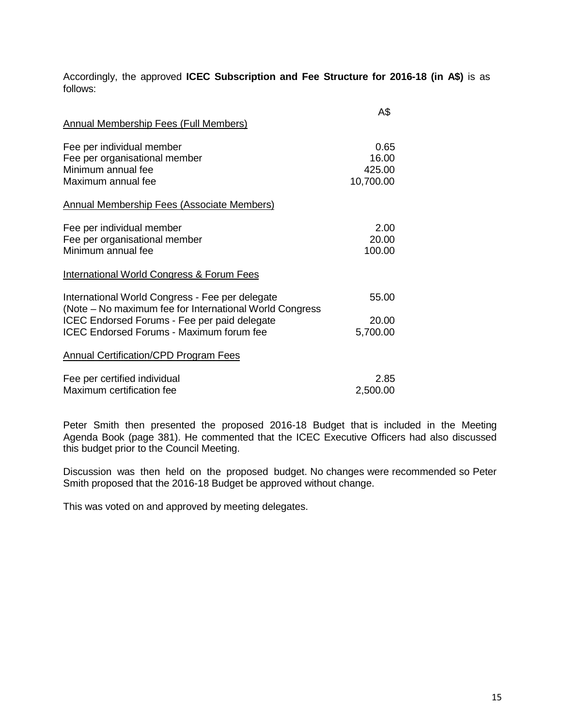Accordingly, the approved **ICEC Subscription and Fee Structure for 2016-18 (in A$)** is as follows:

| | A$ |
|---|---|
| Annual Membership Fees (Full Members) | |
| Fee per individual member | 0.65 |
| Fee per organisational member | 16.00 |
| Minimum annual fee | 425.00 |
| Maximum annual fee | 10,700.00 |
| Annual Membership Fees (Associate Members) | |
| Fee per individual member | 2.00 |
| Fee per organisational member | 20.00 |
| Minimum annual fee | 100.00 |
| International World Congress & Forum Fees | |
| International World Congress - Fee per delegate (Note – No maximum fee for International World Congress | 55.00 |
| ICEC Endorsed Forums - Fee per paid delegate | 20.00 |
| ICEC Endorsed Forums - Maximum forum fee | 5,700.00 |
| Annual Certification/CPD Program Fees | |
| Fee per certified individual | 2.85 |
| Maximum certification fee | 2,500.00 |

Peter Smith then presented the proposed 2016-18 Budget that is included in the Meeting Agenda Book (page 381). He commented that the ICEC Executive Officers had also discussed this budget prior to the Council Meeting.

Discussion was then held on the proposed budget. No changes were recommended so Peter Smith proposed that the 2016-18 Budget be approved without change.

This was voted on and approved by meeting delegates.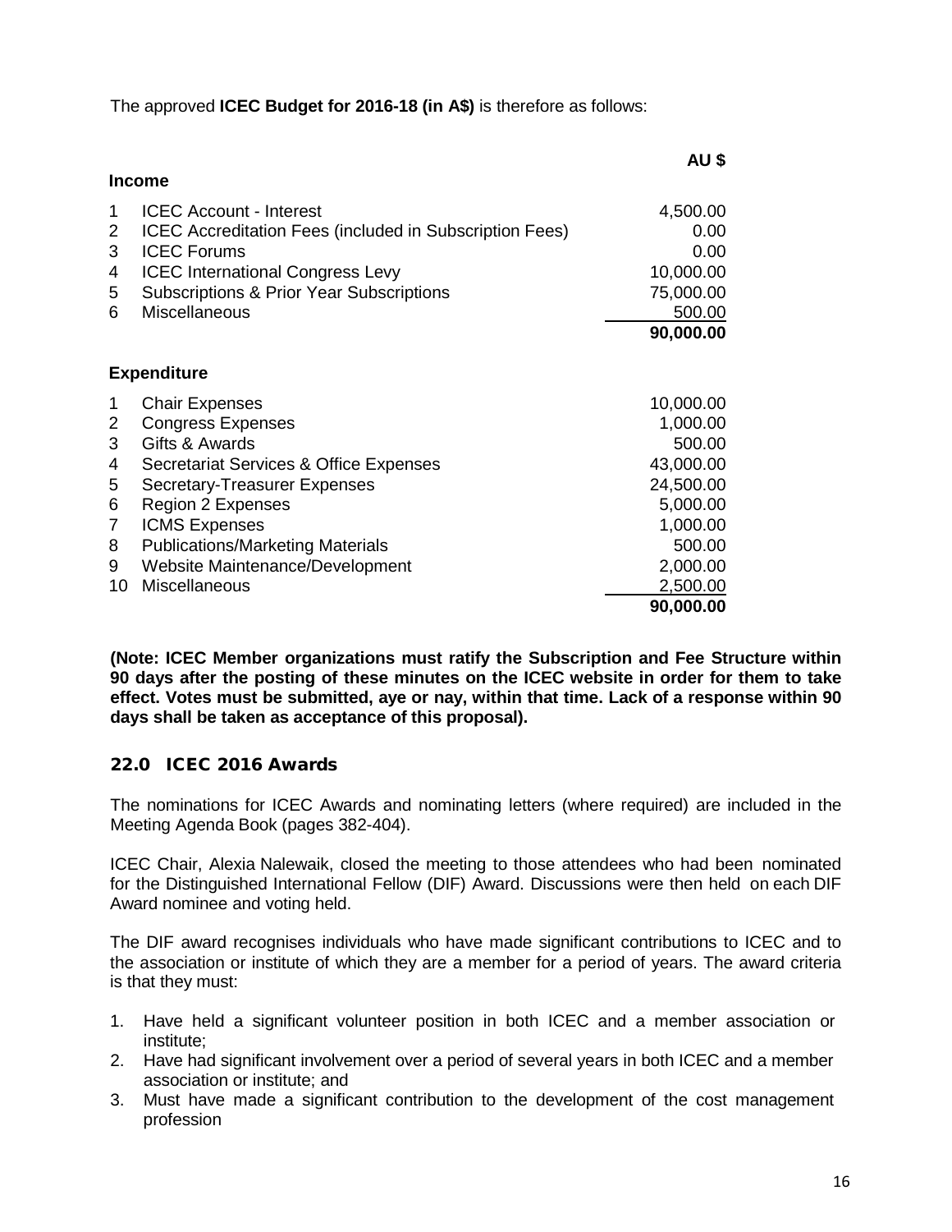The approved **ICEC Budget for 2016-18 (in A$)** is therefore as follows:

| | | AU $ |
|---|---|---|
| | **Income** | |
| 1 | ICEC Account - Interest | 4,500.00 |
| 2 | ICEC Accreditation Fees (included in Subscription Fees) | 0.00 |
| 3 | ICEC Forums | 0.00 |
| 4 | ICEC International Congress Levy | 10,000.00 |
| 5 | Subscriptions & Prior Year Subscriptions | 75,000.00 |
| 6 | Miscellaneous | 500.00 |
| | | **90,000.00** |
| | **Expenditure** | |
| 1 | Chair Expenses | 10,000.00 |
| 2 | Congress Expenses | 1,000.00 |
| 3 | Gifts & Awards | 500.00 |
| 4 | Secretariat Services & Office Expenses | 43,000.00 |
| 5 | Secretary-Treasurer Expenses | 24,500.00 |
| 6 | Region 2 Expenses | 5,000.00 |
| 7 | ICMS Expenses | 1,000.00 |
| 8 | Publications/Marketing Materials | 500.00 |
| 9 | Website Maintenance/Development | 2,000.00 |
| 10 | Miscellaneous | 2,500.00 |
| | | **90,000.00** |

**(Note: ICEC Member organizations must ratify the Subscription and Fee Structure within 90 days after the posting of these minutes on the ICEC website in order for them to take effect. Votes must be submitted, aye or nay, within that time. Lack of a response within 90 days shall be taken as acceptance of this proposal).**

## 22.0 ICEC 2016 Awards

The nominations for ICEC Awards and nominating letters (where required) are included in the Meeting Agenda Book (pages 382-404).

ICEC Chair, Alexia Nalewaik, closed the meeting to those attendees who had been nominated for the Distinguished International Fellow (DIF) Award. Discussions were then held on each DIF Award nominee and voting held.

The DIF award recognises individuals who have made significant contributions to ICEC and to the association or institute of which they are a member for a period of years. The award criteria is that they must:

1. Have held a significant volunteer position in both ICEC and a member association or institute;
2. Have had significant involvement over a period of several years in both ICEC and a member association or institute; and
3. Must have made a significant contribution to the development of the cost management profession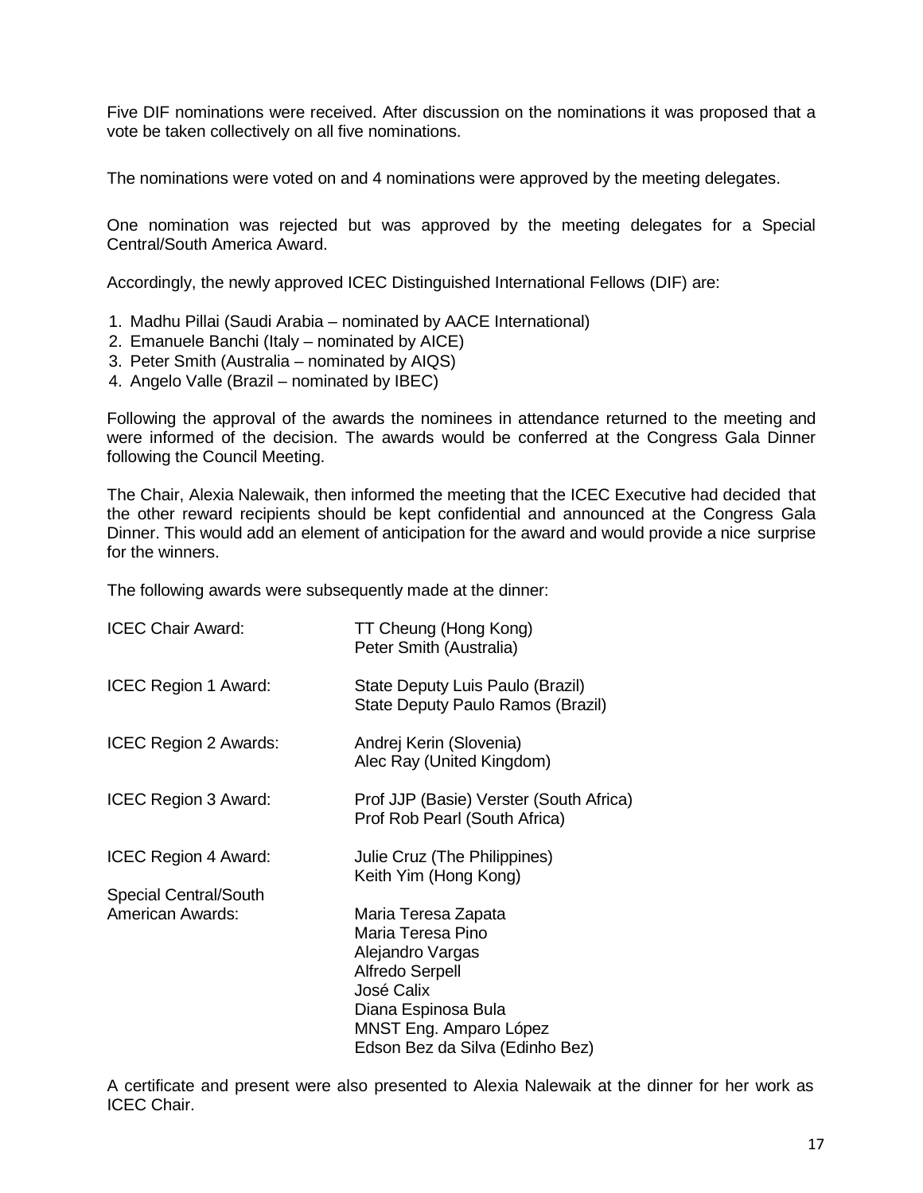Five DIF nominations were received. After discussion on the nominations it was proposed that a vote be taken collectively on all five nominations.

The nominations were voted on and 4 nominations were approved by the meeting delegates.

One nomination was rejected but was approved by the meeting delegates for a Special Central/South America Award.

Accordingly, the newly approved ICEC Distinguished International Fellows (DIF) are:

1. Madhu Pillai (Saudi Arabia – nominated by AACE International)
2. Emanuele Banchi (Italy – nominated by AICE)
3. Peter Smith (Australia – nominated by AIQS)
4. Angelo Valle (Brazil – nominated by IBEC)

Following the approval of the awards the nominees in attendance returned to the meeting and were informed of the decision. The awards would be conferred at the Congress Gala Dinner following the Council Meeting.

The Chair, Alexia Nalewaik, then informed the meeting that the ICEC Executive had decided that the other reward recipients should be kept confidential and announced at the Congress Gala Dinner. This would add an element of anticipation for the award and would provide a nice surprise for the winners.

The following awards were subsequently made at the dinner:

| | |
|---|---|
| ICEC Chair Award: | TT Cheung (Hong Kong)<br>Peter Smith (Australia) |
| ICEC Region 1 Award: | State Deputy Luis Paulo (Brazil)<br>State Deputy Paulo Ramos (Brazil) |
| ICEC Region 2 Awards: | Andrej Kerin (Slovenia)<br>Alec Ray (United Kingdom) |
| ICEC Region 3 Award: | Prof JJP (Basie) Verster (South Africa)<br>Prof Rob Pearl (South Africa) |
| ICEC Region 4 Award: | Julie Cruz (The Philippines)<br>Keith Yim (Hong Kong) |
| Special Central/South American Awards: | Maria Teresa Zapata<br>Maria Teresa Pino<br>Alejandro Vargas<br>Alfredo Serpell<br>José Calix<br>Diana Espinosa Bula<br>MNST Eng. Amparo López<br>Edson Bez da Silva (Edinho Bez) |

A certificate and present were also presented to Alexia Nalewaik at the dinner for her work as ICEC Chair.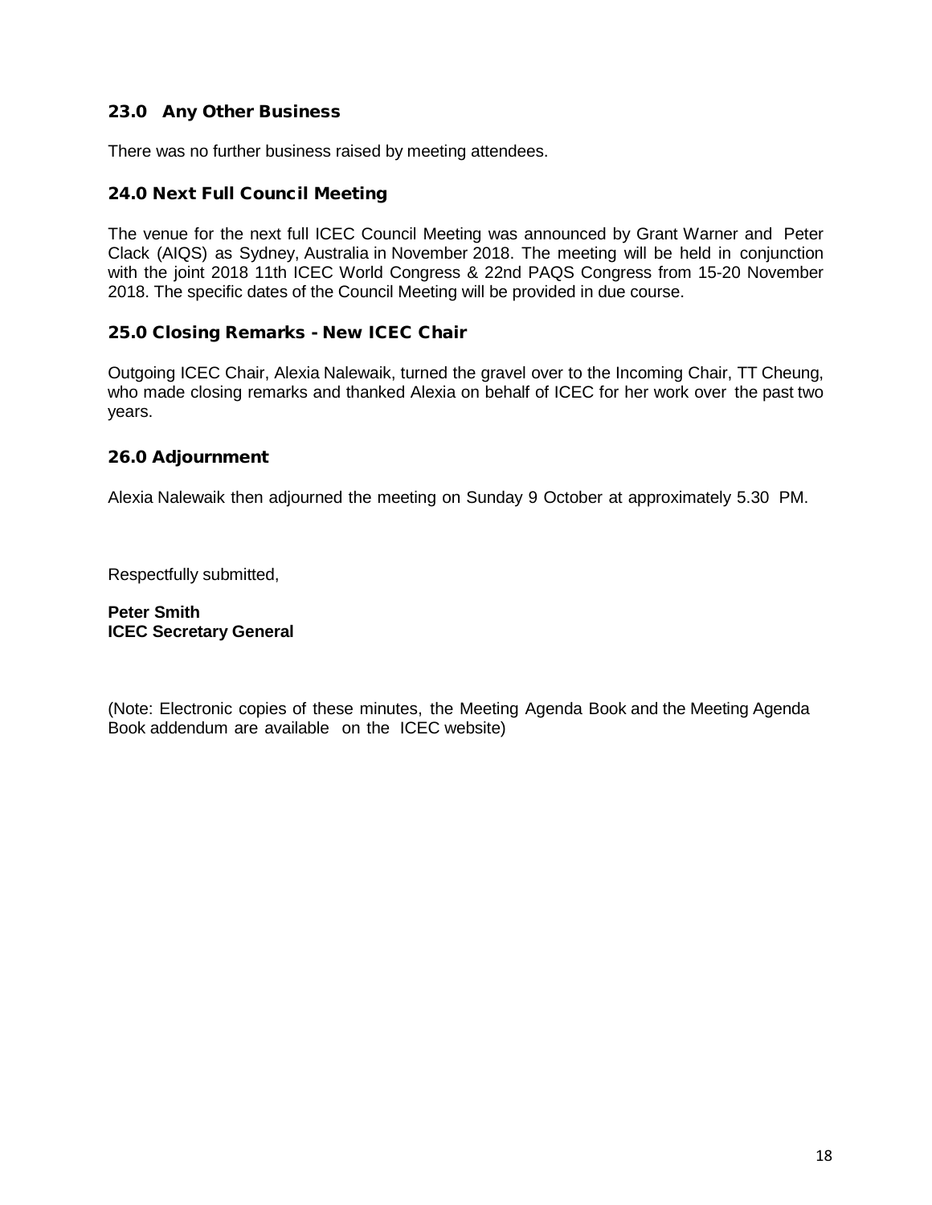## 23.0 Any Other Business

There was no further business raised by meeting attendees.

## 24.0 Next Full Council Meeting

The venue for the next full ICEC Council Meeting was announced by Grant Warner and Peter Clack (AIQS) as Sydney, Australia in November 2018. The meeting will be held in conjunction with the joint 2018 11th ICEC World Congress & 22nd PAQS Congress from 15-20 November 2018. The specific dates of the Council Meeting will be provided in due course.

## 25.0 Closing Remarks - New ICEC Chair

Outgoing ICEC Chair, Alexia Nalewaik, turned the gravel over to the Incoming Chair, TT Cheung, who made closing remarks and thanked Alexia on behalf of ICEC for her work over the past two years.

## 26.0 Adjournment

Alexia Nalewaik then adjourned the meeting on Sunday 9 October at approximately 5.30 PM.

Respectfully submitted,

**Peter Smith**
**ICEC Secretary General**

(Note: Electronic copies of these minutes, the Meeting Agenda Book and the Meeting Agenda Book addendum are available on the ICEC website)